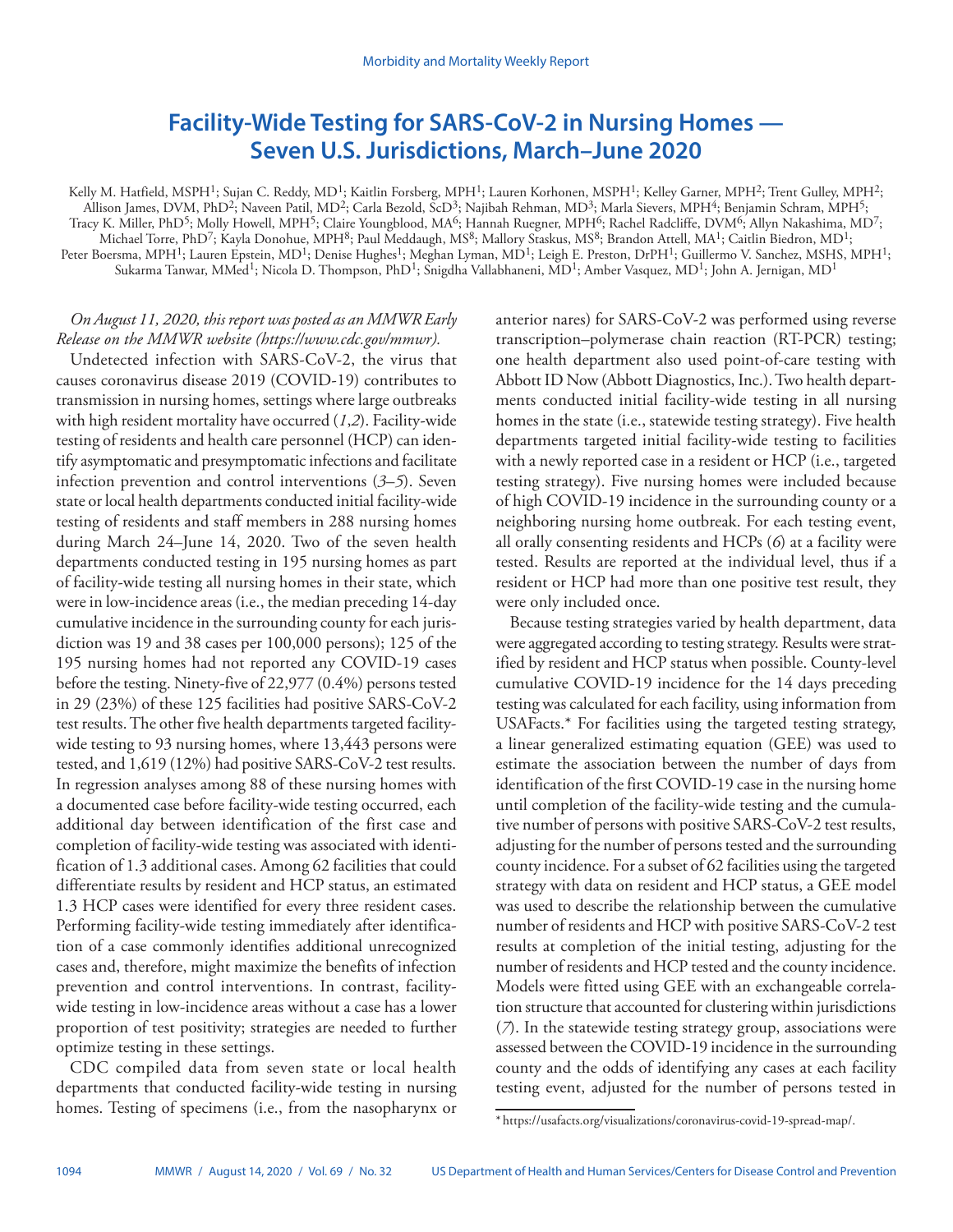# Facility-Wide Testing for SARS-CoV-2 in Nursing Homes — Seven U.S. Jurisdictions, March–June 2020

Kelly M. Hatfield, MSPH[1]; Sujan C. Reddy, MD[1]; Kaitlin Forsberg, MPH[1]; Lauren Korhonen, MSPH[1]; Kelley Garner, MPH[2]; Trent Gulley, MPH[2]; Allison James, DVM, PhD[2]; Naveen Patil, MD[2]; Carla Bezold, ScD[3]; Najibah Rehman, MD[3]; Marla Sievers, MPH[4]; Benjamin Schram, MPH[5]; Tracy K. Miller, PhD[5]; Molly Howell, MPH[5]; Claire Youngblood, MA[6]; Hannah Ruegner, MPH[6]; Rachel Radcliffe, DVM[6]; Allyn Nakashima, MD[7]; Michael Torre, PhD[7]; Kayla Donohue, MPH[8]; Paul Meddaugh, MS[8]; Mallory Staskus, MS[8]; Brandon Attell, MA[1]; Caitlin Biedron, MD[1]; Peter Boersma, MPH[1]; Lauren Epstein, MD[1]; Denise Hughes[1]; Meghan Lyman, MD[1]; Leigh E. Preston, DrPH[1]; Guillermo V. Sanchez, MSHS, MPH[1]; Sukarma Tanwar, MMed[1]; Nicola D. Thompson, PhD[1]; Snigdha Vallabhaneni, MD[1]; Amber Vasquez, MD[1]; John A. Jernigan, MD[1]

*On August 11, 2020, this report was posted as an MMWR Early Release on the MMWR website (https://www.cdc.gov/mmwr).*

Undetected infection with SARS-CoV-2, the virus that causes coronavirus disease 2019 (COVID-19) contributes to transmission in nursing homes, settings where large outbreaks with high resident mortality have occurred (*1*,*2*). Facility-wide testing of residents and health care personnel (HCP) can identify asymptomatic and presymptomatic infections and facilitate infection prevention and control interventions (*3*–*5*). Seven state or local health departments conducted initial facility-wide testing of residents and staff members in 288 nursing homes during March 24–June 14, 2020. Two of the seven health departments conducted testing in 195 nursing homes as part of facility-wide testing all nursing homes in their state, which were in low-incidence areas (i.e., the median preceding 14-day cumulative incidence in the surrounding county for each jurisdiction was 19 and 38 cases per 100,000 persons); 125 of the 195 nursing homes had not reported any COVID-19 cases before the testing. Ninety-five of 22,977 (0.4%) persons tested in 29 (23%) of these 125 facilities had positive SARS-CoV-2 test results. The other five health departments targeted facility-wide testing to 93 nursing homes, where 13,443 persons were tested, and 1,619 (12%) had positive SARS-CoV-2 test results. In regression analyses among 88 of these nursing homes with a documented case before facility-wide testing occurred, each additional day between identification of the first case and completion of facility-wide testing was associated with identification of 1.3 additional cases. Among 62 facilities that could differentiate results by resident and HCP status, an estimated 1.3 HCP cases were identified for every three resident cases. Performing facility-wide testing immediately after identification of a case commonly identifies additional unrecognized cases and, therefore, might maximize the benefits of infection prevention and control interventions. In contrast, facility-wide testing in low-incidence areas without a case has a lower proportion of test positivity; strategies are needed to further optimize testing in these settings.

CDC compiled data from seven state or local health departments that conducted facility-wide testing in nursing homes. Testing of specimens (i.e., from the nasopharynx or anterior nares) for SARS-CoV-2 was performed using reverse transcription–polymerase chain reaction (RT-PCR) testing; one health department also used point-of-care testing with Abbott ID Now (Abbott Diagnostics, Inc.). Two health departments conducted initial facility-wide testing in all nursing homes in the state (i.e., statewide testing strategy). Five health departments targeted initial facility-wide testing to facilities with a newly reported case in a resident or HCP (i.e., targeted testing strategy). Five nursing homes were included because of high COVID-19 incidence in the surrounding county or a neighboring nursing home outbreak. For each testing event, all orally consenting residents and HCPs (*6*) at a facility were tested. Results are reported at the individual level, thus if a resident or HCP had more than one positive test result, they were only included once.

Because testing strategies varied by health department, data were aggregated according to testing strategy. Results were stratified by resident and HCP status when possible. County-level cumulative COVID-19 incidence for the 14 days preceding testing was calculated for each facility, using information from USAFacts.* For facilities using the targeted testing strategy, a linear generalized estimating equation (GEE) was used to estimate the association between the number of days from identification of the first COVID-19 case in the nursing home until completion of the facility-wide testing and the cumulative number of persons with positive SARS-CoV-2 test results, adjusting for the number of persons tested and the surrounding county incidence. For a subset of 62 facilities using the targeted strategy with data on resident and HCP status, a GEE model was used to describe the relationship between the cumulative number of residents and HCP with positive SARS-CoV-2 test results at completion of the initial testing, adjusting for the number of residents and HCP tested and the county incidence. Models were fitted using GEE with an exchangeable correlation structure that accounted for clustering within jurisdictions (*7*). In the statewide testing strategy group, associations were assessed between the COVID-19 incidence in the surrounding county and the odds of identifying any cases at each facility testing event, adjusted for the number of persons tested in

\* https://usafacts.org/visualizations/coronavirus-covid-19-spread-map/.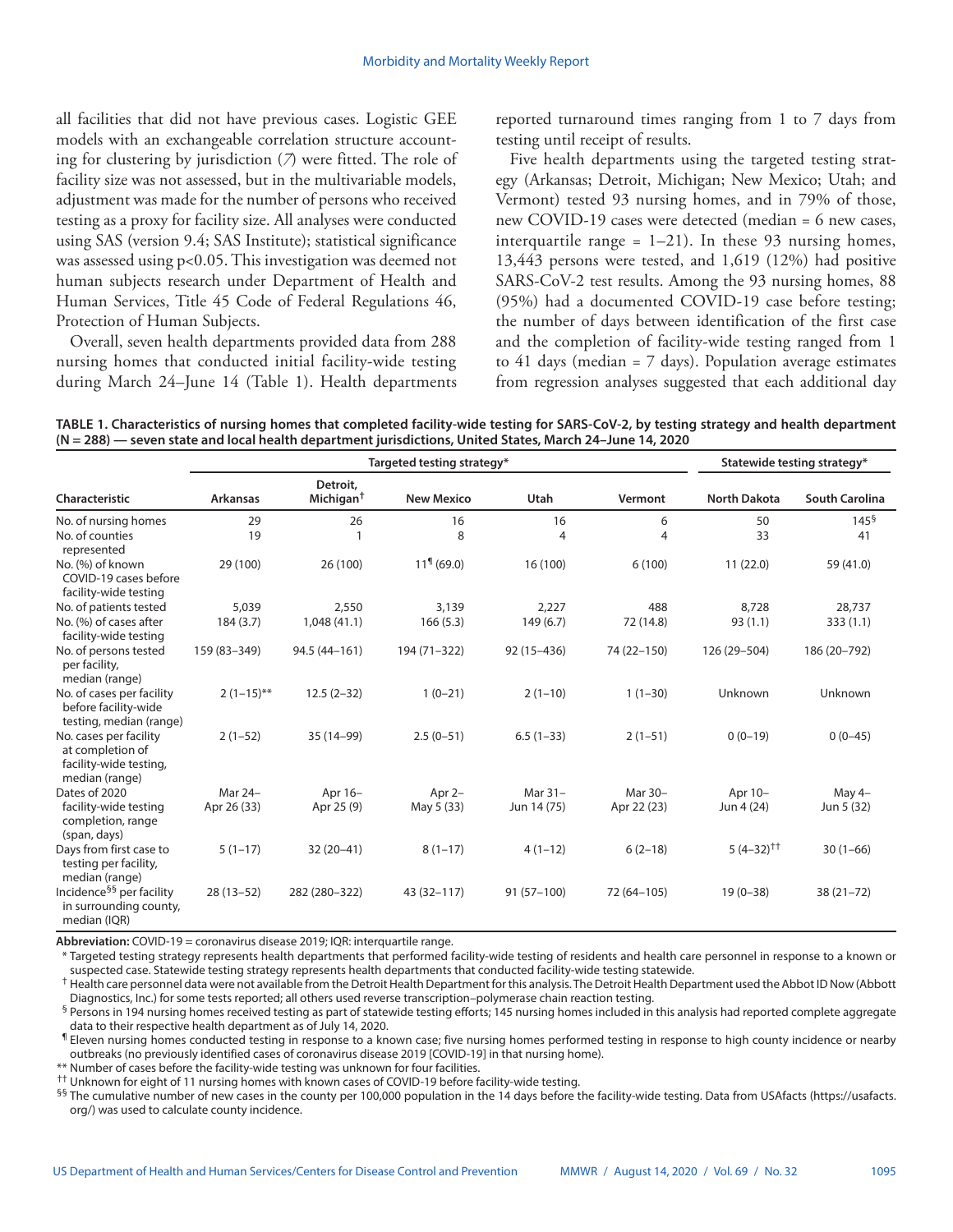all facilities that did not have previous cases. Logistic GEE models with an exchangeable correlation structure accounting for clustering by jurisdiction (7) were fitted. The role of facility size was not assessed, but in the multivariable models, adjustment was made for the number of persons who received testing as a proxy for facility size. All analyses were conducted using SAS (version 9.4; SAS Institute); statistical significance was assessed using p<0.05. This investigation was deemed not human subjects research under Department of Health and Human Services, Title 45 Code of Federal Regulations 46, Protection of Human Subjects.

Overall, seven health departments provided data from 288 nursing homes that conducted initial facility-wide testing during March 24–June 14 (Table 1). Health departments reported turnaround times ranging from 1 to 7 days from testing until receipt of results.

Five health departments using the targeted testing strategy (Arkansas; Detroit, Michigan; New Mexico; Utah; and Vermont) tested 93 nursing homes, and in 79% of those, new COVID-19 cases were detected (median = 6 new cases, interquartile range = 1–21). In these 93 nursing homes, 13,443 persons were tested, and 1,619 (12%) had positive SARS-CoV-2 test results. Among the 93 nursing homes, 88 (95%) had a documented COVID-19 case before testing; the number of days between identification of the first case and the completion of facility-wide testing ranged from 1 to 41 days (median = 7 days). Population average estimates from regression analyses suggested that each additional day

**TABLE 1. Characteristics of nursing homes that completed facility-wide testing for SARS-CoV-2, by testing strategy and health department (N = 288) — seven state and local health department jurisdictions, United States, March 24–June 14, 2020**

| | Targeted testing strategy* | | | | | Statewide testing strategy* | |
|---|---|---|---|---|---|---|---|
| Characteristic | Arkansas | Detroit, Michigan† | New Mexico | Utah | Vermont | North Dakota | South Carolina |
| No. of nursing homes | 29 | 26 | 16 | 16 | 6 | 50 | 145§ |
| No. of counties represented | 19 | 1 | 8 | 4 | 4 | 33 | 41 |
| No. (%) of known COVID-19 cases before facility-wide testing | 29 (100) | 26 (100) | 11¶ (69.0) | 16 (100) | 6 (100) | 11 (22.0) | 59 (41.0) |
| No. of patients tested | 5,039 | 2,550 | 3,139 | 2,227 | 488 | 8,728 | 28,737 |
| No. (%) of cases after facility-wide testing | 184 (3.7) | 1,048 (41.1) | 166 (5.3) | 149 (6.7) | 72 (14.8) | 93 (1.1) | 333 (1.1) |
| No. of persons tested per facility, median (range) | 159 (83–349) | 94.5 (44–161) | 194 (71–322) | 92 (15–436) | 74 (22–150) | 126 (29–504) | 186 (20–792) |
| No. of cases per facility before facility-wide testing, median (range) | 2 (1–15)** | 12.5 (2–32) | 1 (0–21) | 2 (1–10) | 1 (1–30) | Unknown | Unknown |
| No. cases per facility at completion of facility-wide testing, median (range) | 2 (1–52) | 35 (14–99) | 2.5 (0–51) | 6.5 (1–33) | 2 (1–51) | 0 (0–19) | 0 (0–45) |
| Dates of 2020 facility-wide testing completion, range (span, days) | Mar 24–Apr 26 (33) | Apr 16–Apr 25 (9) | Apr 2–May 5 (33) | Mar 31–Jun 14 (75) | Mar 30–Apr 22 (23) | Apr 10–Jun 4 (24) | May 4–Jun 5 (32) |
| Days from first case to testing per facility, median (range) | 5 (1–17) | 32 (20–41) | 8 (1–17) | 4 (1–12) | 6 (2–18) | 5 (4–32)†† | 30 (1–66) |
| Incidence§§ per facility in surrounding county, median (IQR) | 28 (13–52) | 282 (280–322) | 43 (32–117) | 91 (57–100) | 72 (64–105) | 19 (0–38) | 38 (21–72) |

**Abbreviation:** COVID-19 = coronavirus disease 2019; IQR: interquartile range.

\* Targeted testing strategy represents health departments that performed facility-wide testing of residents and health care personnel in response to a known or suspected case. Statewide testing strategy represents health departments that conducted facility-wide testing statewide.

† Health care personnel data were not available from the Detroit Health Department for this analysis. The Detroit Health Department used the Abbot ID Now (Abbott Diagnostics, Inc.) for some tests reported; all others used reverse transcription–polymerase chain reaction testing.

§ Persons in 194 nursing homes received testing as part of statewide testing efforts; 145 nursing homes included in this analysis had reported complete aggregate data to their respective health department as of July 14, 2020.

¶ Eleven nursing homes conducted testing in response to a known case; five nursing homes performed testing in response to high county incidence or nearby outbreaks (no previously identified cases of coronavirus disease 2019 [COVID-19] in that nursing home).

** Number of cases before the facility-wide testing was unknown for four facilities.

†† Unknown for eight of 11 nursing homes with known cases of COVID-19 before facility-wide testing.

§§ The cumulative number of new cases in the county per 100,000 population in the 14 days before the facility-wide testing. Data from USAfacts (https://usafacts.org/) was used to calculate county incidence.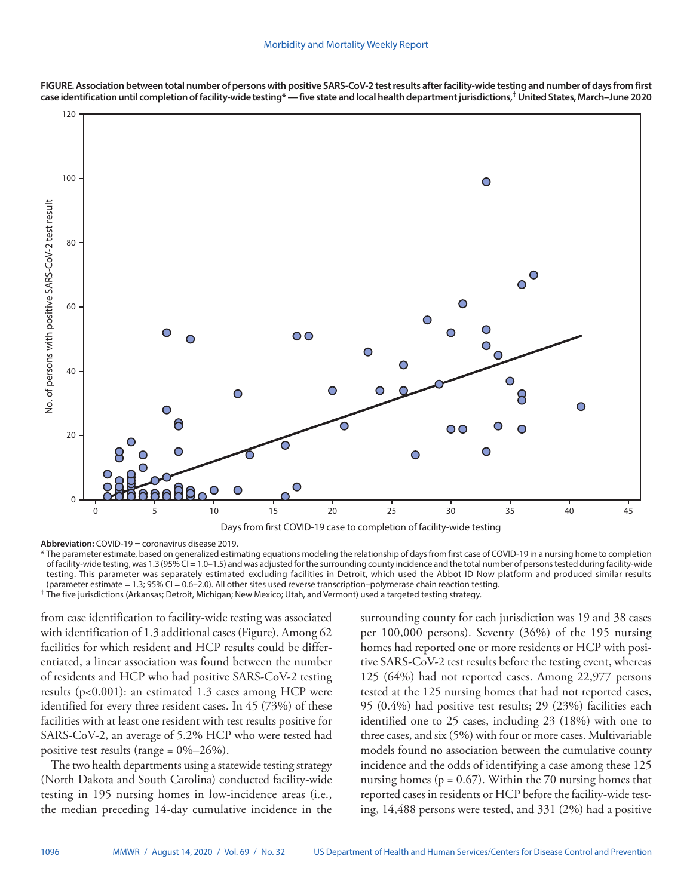**FIGURE. Association between total number of persons with positive SARS-CoV-2 test results after facility-wide testing and number of days from first case identification until completion of facility-wide testing* — five state and local health department jurisdictions,[†] United States, March–June 2020**

**Abbreviation:** COVID-19 = coronavirus disease 2019.

\* The parameter estimate, based on generalized estimating equations modeling the relationship of days from first case of COVID-19 in a nursing home to completion of facility-wide testing, was 1.3 (95% CI = 1.0–1.5) and was adjusted for the surrounding county incidence and the total number of persons tested during facility-wide testing. This parameter was separately estimated excluding facilities in Detroit, which used the Abbot ID Now platform and produced similar results (parameter estimate = 1.3; 95% CI = 0.6–2.0). All other sites used reverse transcription–polymerase chain reaction testing.

† The five jurisdictions (Arkansas; Detroit, Michigan; New Mexico; Utah, and Vermont) used a targeted testing strategy.

from case identification to facility-wide testing was associated with identification of 1.3 additional cases (Figure). Among 62 facilities for which resident and HCP results could be differentiated, a linear association was found between the number of residents and HCP who had positive SARS-CoV-2 testing results ($p<0.001$): an estimated 1.3 cases among HCP were identified for every three resident cases. In 45 (73%) of these facilities with at least one resident with test results positive for SARS-CoV-2, an average of 5.2% HCP who were tested had positive test results (range = 0%–26%).

The two health departments using a statewide testing strategy (North Dakota and South Carolina) conducted facility-wide testing in 195 nursing homes in low-incidence areas (i.e., the median preceding 14-day cumulative incidence in the surrounding county for each jurisdiction was 19 and 38 cases per 100,000 persons). Seventy (36%) of the 195 nursing homes had reported one or more residents or HCP with positive SARS-CoV-2 test results before the testing event, whereas 125 (64%) had not reported cases. Among 22,977 persons tested at the 125 nursing homes that had not reported cases, 95 (0.4%) had positive test results; 29 (23%) facilities each identified one to 25 cases, including 23 (18%) with one to three cases, and six (5%) with four or more cases. Multivariable models found no association between the cumulative county incidence and the odds of identifying a case among these 125 nursing homes ($p = 0.67$). Within the 70 nursing homes that reported cases in residents or HCP before the facility-wide testing, 14,488 persons were tested, and 331 (2%) had a positive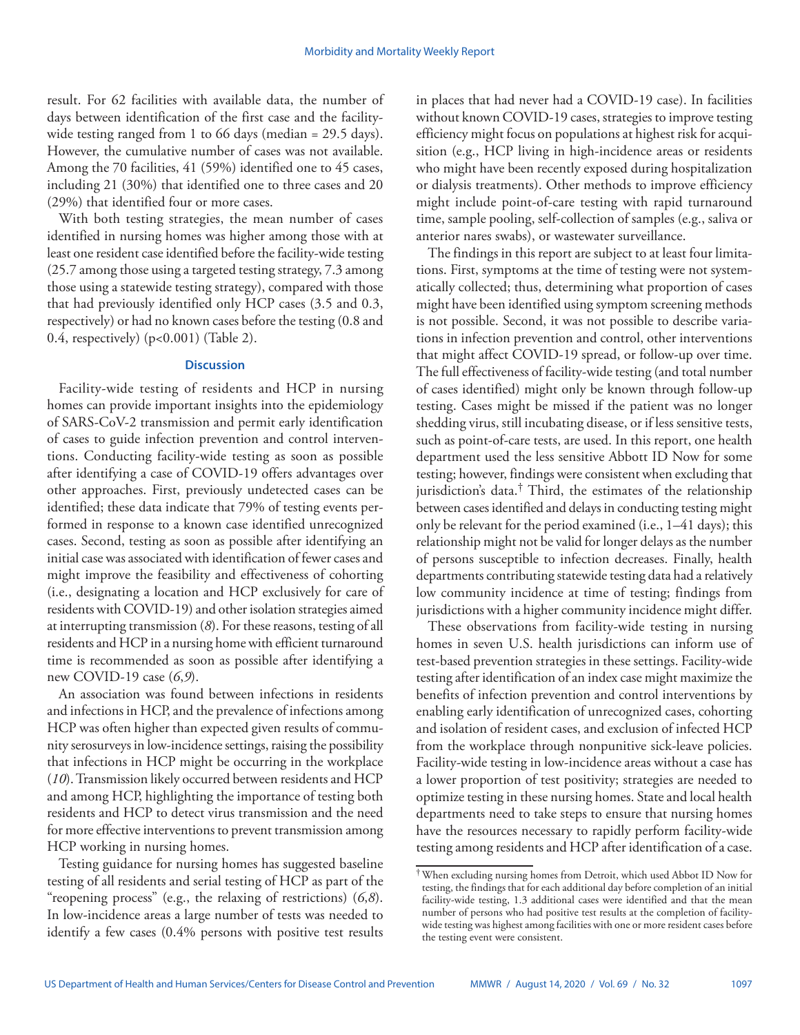result. For 62 facilities with available data, the number of days between identification of the first case and the facility-wide testing ranged from 1 to 66 days (median = 29.5 days). However, the cumulative number of cases was not available. Among the 70 facilities, 41 (59%) identified one to 45 cases, including 21 (30%) that identified one to three cases and 20 (29%) that identified four or more cases.

With both testing strategies, the mean number of cases identified in nursing homes was higher among those with at least one resident case identified before the facility-wide testing (25.7 among those using a targeted testing strategy, 7.3 among those using a statewide testing strategy), compared with those that had previously identified only HCP cases (3.5 and 0.3, respectively) or had no known cases before the testing (0.8 and 0.4, respectively) (p<0.001) (Table 2).

## Discussion

Facility-wide testing of residents and HCP in nursing homes can provide important insights into the epidemiology of SARS-CoV-2 transmission and permit early identification of cases to guide infection prevention and control interventions. Conducting facility-wide testing as soon as possible after identifying a case of COVID-19 offers advantages over other approaches. First, previously undetected cases can be identified; these data indicate that 79% of testing events performed in response to a known case identified unrecognized cases. Second, testing as soon as possible after identifying an initial case was associated with identification of fewer cases and might improve the feasibility and effectiveness of cohorting (i.e., designating a location and HCP exclusively for care of residents with COVID-19) and other isolation strategies aimed at interrupting transmission (*8*). For these reasons, testing of all residents and HCP in a nursing home with efficient turnaround time is recommended as soon as possible after identifying a new COVID-19 case (*6*,*9*).

An association was found between infections in residents and infections in HCP, and the prevalence of infections among HCP was often higher than expected given results of community serosurveys in low-incidence settings, raising the possibility that infections in HCP might be occurring in the workplace (*10*). Transmission likely occurred between residents and HCP and among HCP, highlighting the importance of testing both residents and HCP to detect virus transmission and the need for more effective interventions to prevent transmission among HCP working in nursing homes.

Testing guidance for nursing homes has suggested baseline testing of all residents and serial testing of HCP as part of the "reopening process" (e.g., the relaxing of restrictions) (*6*,*8*). In low-incidence areas a large number of tests was needed to identify a few cases (0.4% persons with positive test results in places that had never had a COVID-19 case). In facilities without known COVID-19 cases, strategies to improve testing efficiency might focus on populations at highest risk for acquisition (e.g., HCP living in high-incidence areas or residents who might have been recently exposed during hospitalization or dialysis treatments). Other methods to improve efficiency might include point-of-care testing with rapid turnaround time, sample pooling, self-collection of samples (e.g., saliva or anterior nares swabs), or wastewater surveillance.

The findings in this report are subject to at least four limitations. First, symptoms at the time of testing were not systematically collected; thus, determining what proportion of cases might have been identified using symptom screening methods is not possible. Second, it was not possible to describe variations in infection prevention and control, other interventions that might affect COVID-19 spread, or follow-up over time. The full effectiveness of facility-wide testing (and total number of cases identified) might only be known through follow-up testing. Cases might be missed if the patient was no longer shedding virus, still incubating disease, or if less sensitive tests, such as point-of-care tests, are used. In this report, one health department used the less sensitive Abbott ID Now for some testing; however, findings were consistent when excluding that jurisdiction's data.[†] Third, the estimates of the relationship between cases identified and delays in conducting testing might only be relevant for the period examined (i.e., 1–41 days); this relationship might not be valid for longer delays as the number of persons susceptible to infection decreases. Finally, health departments contributing statewide testing data had a relatively low community incidence at time of testing; findings from jurisdictions with a higher community incidence might differ.

These observations from facility-wide testing in nursing homes in seven U.S. health jurisdictions can inform use of test-based prevention strategies in these settings. Facility-wide testing after identification of an index case might maximize the benefits of infection prevention and control interventions by enabling early identification of unrecognized cases, cohorting and isolation of resident cases, and exclusion of infected HCP from the workplace through nonpunitive sick-leave policies. Facility-wide testing in low-incidence areas without a case has a lower proportion of test positivity; strategies are needed to optimize testing in these nursing homes. State and local health departments need to take steps to ensure that nursing homes have the resources necessary to rapidly perform facility-wide testing among residents and HCP after identification of a case.

[†] When excluding nursing homes from Detroit, which used Abbot ID Now for testing, the findings that for each additional day before completion of an initial facility-wide testing, 1.3 additional cases were identified and that the mean number of persons who had positive test results at the completion of facility-wide testing was highest among facilities with one or more resident cases before the testing event were consistent.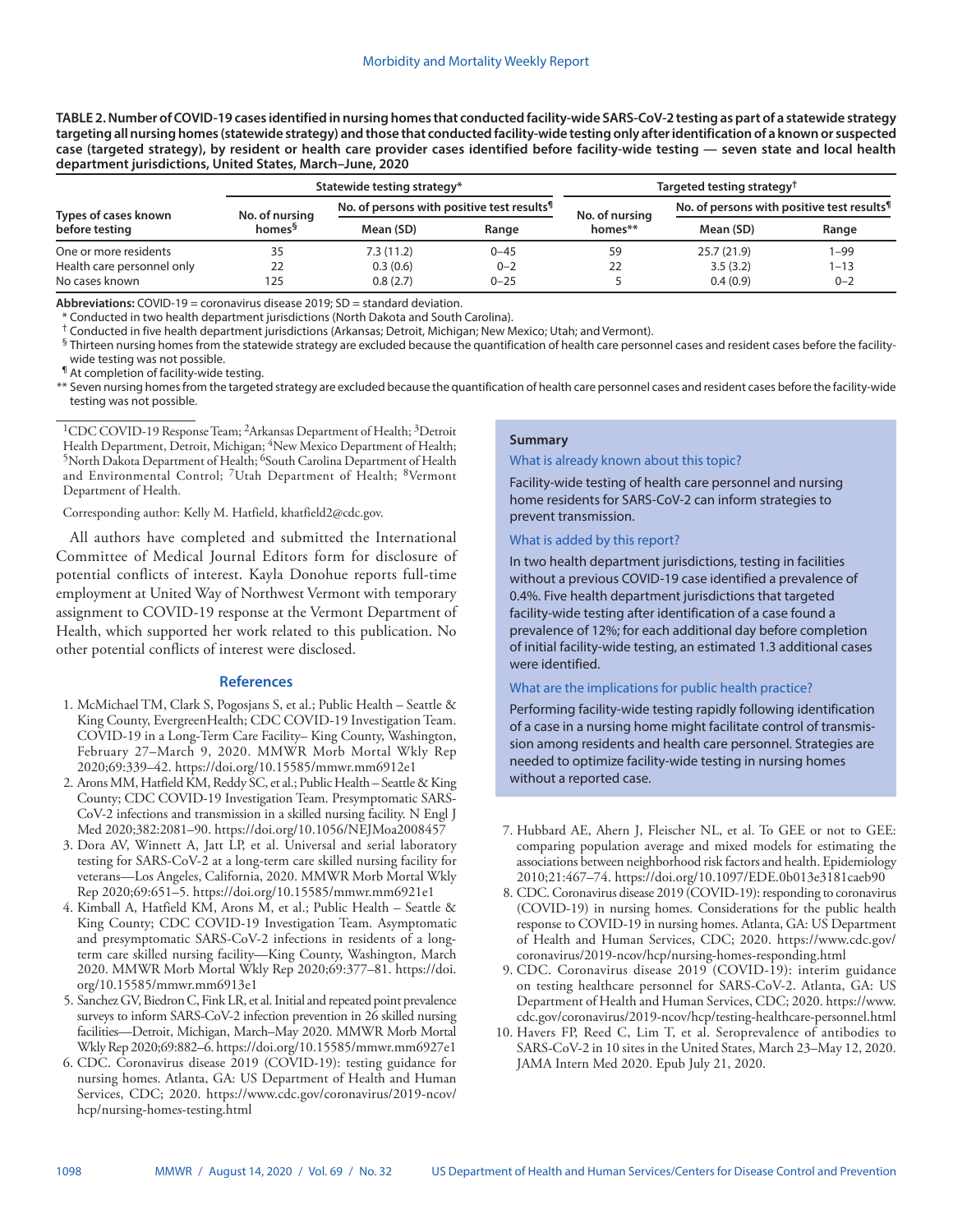**TABLE 2. Number of COVID-19 cases identified in nursing homes that conducted facility-wide SARS-CoV-2 testing as part of a statewide strategy targeting all nursing homes (statewide strategy) and those that conducted facility-wide testing only after identification of a known or suspected case (targeted strategy), by resident or health care provider cases identified before facility-wide testing — seven state and local health department jurisdictions, United States, March–June, 2020**

| Types of cases known before testing | Statewide testing strategy* | | | Targeted testing strategy† | | |
|---|---|---|---|---|---|---|
| | No. of nursing homes§ | No. of persons with positive test results¶ | | No. of nursing homes** | No. of persons with positive test results¶ | |
| | | Mean (SD) | Range | | Mean (SD) | Range |
| One or more residents | 35 | 7.3 (11.2) | 0–45 | 59 | 25.7 (21.9) | 1–99 |
| Health care personnel only | 22 | 0.3 (0.6) | 0–2 | 22 | 3.5 (3.2) | 1–13 |
| No cases known | 125 | 0.8 (2.7) | 0–25 | 5 | 0.4 (0.9) | 0–2 |

**Abbreviations:** COVID-19 = coronavirus disease 2019; SD = standard deviation.

\* Conducted in two health department jurisdictions (North Dakota and South Carolina).

† Conducted in five health department jurisdictions (Arkansas; Detroit, Michigan; New Mexico; Utah; and Vermont).

§ Thirteen nursing homes from the statewide strategy are excluded because the quantification of health care personnel cases and resident cases before the facility-wide testing was not possible.

¶ At completion of facility-wide testing.

** Seven nursing homes from the targeted strategy are excluded because the quantification of health care personnel cases and resident cases before the facility-wide testing was not possible.

[1]CDC COVID-19 Response Team; [2]Arkansas Department of Health; [3]Detroit Health Department, Detroit, Michigan; [4]New Mexico Department of Health; [5]North Dakota Department of Health; [6]South Carolina Department of Health and Environmental Control; [7]Utah Department of Health; [8]Vermont Department of Health.

Corresponding author: Kelly M. Hatfield, khatfield2@cdc.gov.

All authors have completed and submitted the International Committee of Medical Journal Editors form for disclosure of potential conflicts of interest. Kayla Donohue reports full-time employment at United Way of Northwest Vermont with temporary assignment to COVID-19 response at the Vermont Department of Health, which supported her work related to this publication. No other potential conflicts of interest were disclosed.

**Summary**

What is already known about this topic?

Facility-wide testing of health care personnel and nursing home residents for SARS-CoV-2 can inform strategies to prevent transmission.

What is added by this report?

In two health department jurisdictions, testing in facilities without a previous COVID-19 case identified a prevalence of 0.4%. Five health department jurisdictions that targeted facility-wide testing after identification of a case found a prevalence of 12%; for each additional day before completion of initial facility-wide testing, an estimated 1.3 additional cases were identified.

What are the implications for public health practice?

Performing facility-wide testing rapidly following identification of a case in a nursing home might facilitate control of transmission among residents and health care personnel. Strategies are needed to optimize facility-wide testing in nursing homes without a reported case.

## References

1. McMichael TM, Clark S, Pogosjans S, et al.; Public Health – Seattle & King County, EvergreenHealth; CDC COVID-19 Investigation Team. COVID-19 in a Long-Term Care Facility– King County, Washington, February 27–March 9, 2020. MMWR Morb Mortal Wkly Rep 2020;69:339–42. https://doi.org/10.15585/mmwr.mm6912e1
2. Arons MM, Hatfield KM, Reddy SC, et al.; Public Health – Seattle & King County; CDC COVID-19 Investigation Team. Presymptomatic SARS-CoV-2 infections and transmission in a skilled nursing facility. N Engl J Med 2020;382:2081–90. https://doi.org/10.1056/NEJMoa2008457
3. Dora AV, Winnett A, Jatt LP, et al. Universal and serial laboratory testing for SARS-CoV-2 at a long-term care skilled nursing facility for veterans—Los Angeles, California, 2020. MMWR Morb Mortal Wkly Rep 2020;69:651–5. https://doi.org/10.15585/mmwr.mm6921e1
4. Kimball A, Hatfield KM, Arons M, et al.; Public Health – Seattle & King County; CDC COVID-19 Investigation Team. Asymptomatic and presymptomatic SARS-CoV-2 infections in residents of a long-term care skilled nursing facility—King County, Washington, March 2020. MMWR Morb Mortal Wkly Rep 2020;69:377–81. https://doi.org/10.15585/mmwr.mm6913e1
5. Sanchez GV, Biedron C, Fink LR, et al. Initial and repeated point prevalence surveys to inform SARS-CoV-2 infection prevention in 26 skilled nursing facilities—Detroit, Michigan, March–May 2020. MMWR Morb Mortal Wkly Rep 2020;69:882–6. https://doi.org/10.15585/mmwr.mm6927e1
6. CDC. Coronavirus disease 2019 (COVID-19): testing guidance for nursing homes. Atlanta, GA: US Department of Health and Human Services, CDC; 2020. https://www.cdc.gov/coronavirus/2019-ncov/hcp/nursing-homes-testing.html
7. Hubbard AE, Ahern J, Fleischer NL, et al. To GEE or not to GEE: comparing population average and mixed models for estimating the associations between neighborhood risk factors and health. Epidemiology 2010;21:467–74. https://doi.org/10.1097/EDE.0b013e3181caeb90
8. CDC. Coronavirus disease 2019 (COVID-19): responding to coronavirus (COVID-19) in nursing homes. Considerations for the public health response to COVID-19 in nursing homes. Atlanta, GA: US Department of Health and Human Services, CDC; 2020. https://www.cdc.gov/coronavirus/2019-ncov/hcp/nursing-homes-responding.html
9. CDC. Coronavirus disease 2019 (COVID-19): interim guidance on testing healthcare personnel for SARS-CoV-2. Atlanta, GA: US Department of Health and Human Services, CDC; 2020. https://www.cdc.gov/coronavirus/2019-ncov/hcp/testing-healthcare-personnel.html
10. Havers FP, Reed C, Lim T, et al. Seroprevalence of antibodies to SARS-CoV-2 in 10 sites in the United States, March 23–May 12, 2020. JAMA Intern Med 2020. Epub July 21, 2020.